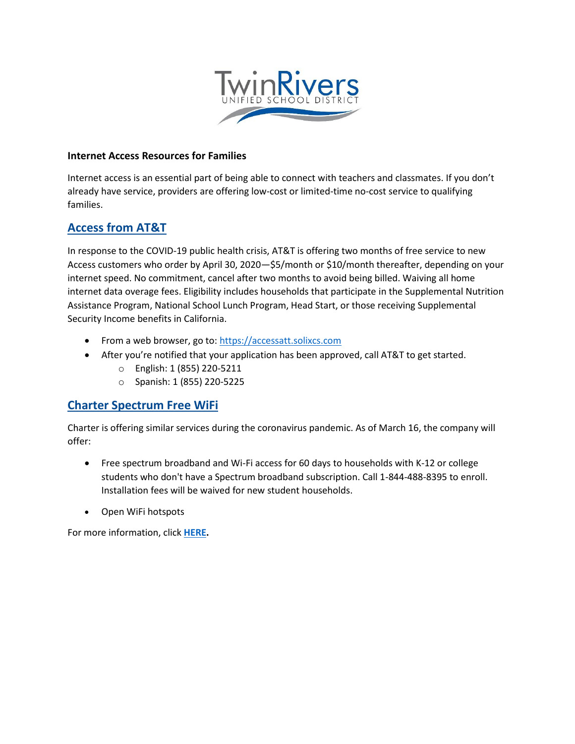# Internet Access Resources for Families

Internet access is an essential part of being able to connect with teachers and classmates. If you don't already have service, providers are offering low-cost or limited-time no-cost service to qualifying families.

## Access from AT&T

In response to the COVID-19 public health crisis, AT&T is offering two months of free service to new Access customers who order by April 30, 2020—$5/month or $10/month thereafter, depending on your internet speed. No commitment, cancel after two months to avoid being billed. Waiving all home internet data overage fees. Eligibility includes households that participate in the Supplemental Nutrition Assistance Program, National School Lunch Program, Head Start, or those receiving Supplemental Security Income benefits in California.

- From a web browser, go to: https://accessatt.solixcs.com
- After you're notified that your application has been approved, call AT&T to get started.
  - English: 1 (855) 220-5211
  - Spanish: 1 (855) 220-5225

## Charter Spectrum Free WiFi

Charter is offering similar services during the coronavirus pandemic. As of March 16, the company will offer:

- Free spectrum broadband and Wi-Fi access for 60 days to households with K-12 or college students who don't have a Spectrum broadband subscription. Call 1-844-488-8395 to enroll. Installation fees will be waived for new student households.
- Open WiFi hotspots

For more information, click **HERE.**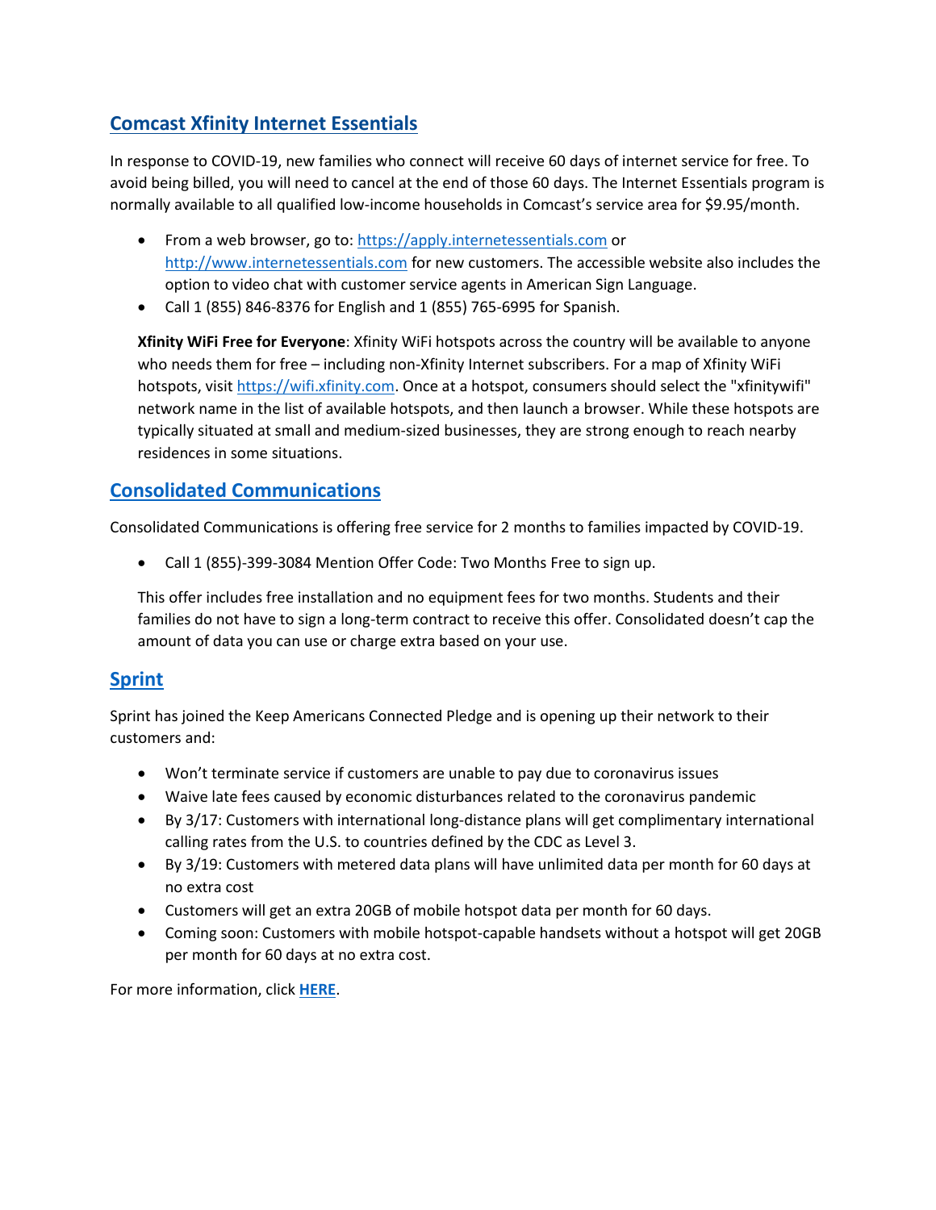## [Comcast Xfinity Internet Essentials]()

In response to COVID-19, new families who connect will receive 60 days of internet service for free. To avoid being billed, you will need to cancel at the end of those 60 days. The Internet Essentials program is normally available to all qualified low-income households in Comcast's service area for $9.95/month.

- From a web browser, go to: [https://apply.internetessentials.com](https://apply.internetessentials.com) or [http://www.internetessentials.com](http://www.internetessentials.com) for new customers. The accessible website also includes the option to video chat with customer service agents in American Sign Language.
- Call 1 (855) 846-8376 for English and 1 (855) 765-6995 for Spanish.

**Xfinity WiFi Free for Everyone**: Xfinity WiFi hotspots across the country will be available to anyone who needs them for free – including non-Xfinity Internet subscribers. For a map of Xfinity WiFi hotspots, visit [https://wifi.xfinity.com](https://wifi.xfinity.com). Once at a hotspot, consumers should select the "xfinitywifi" network name in the list of available hotspots, and then launch a browser. While these hotspots are typically situated at small and medium-sized businesses, they are strong enough to reach nearby residences in some situations.

## [Consolidated Communications]()

Consolidated Communications is offering free service for 2 months to families impacted by COVID-19.

- Call 1 (855)-399-3084 Mention Offer Code: Two Months Free to sign up.

This offer includes free installation and no equipment fees for two months. Students and their families do not have to sign a long-term contract to receive this offer. Consolidated doesn't cap the amount of data you can use or charge extra based on your use.

## [Sprint]()

Sprint has joined the Keep Americans Connected Pledge and is opening up their network to their customers and:

- Won't terminate service if customers are unable to pay due to coronavirus issues
- Waive late fees caused by economic disturbances related to the coronavirus pandemic
- By 3/17: Customers with international long-distance plans will get complimentary international calling rates from the U.S. to countries defined by the CDC as Level 3.
- By 3/19: Customers with metered data plans will have unlimited data per month for 60 days at no extra cost
- Customers will get an extra 20GB of mobile hotspot data per month for 60 days.
- Coming soon: Customers with mobile hotspot-capable handsets without a hotspot will get 20GB per month for 60 days at no extra cost.

For more information, click **[HERE]()**.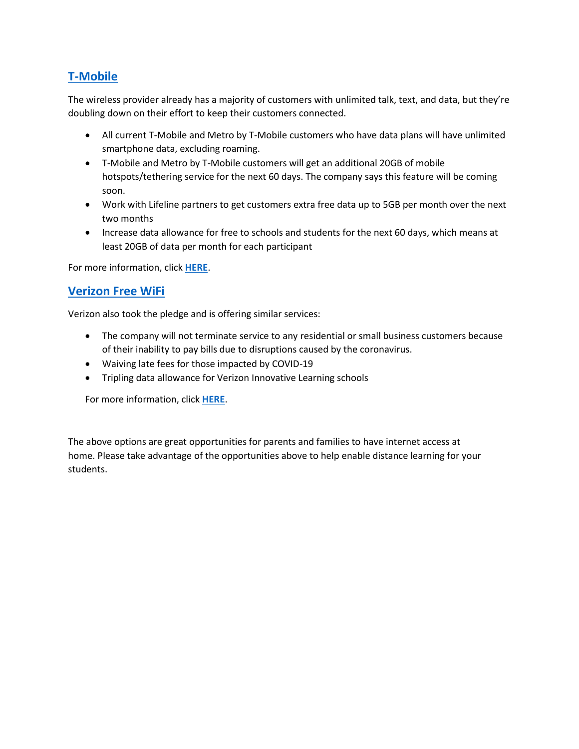## T-Mobile

The wireless provider already has a majority of customers with unlimited talk, text, and data, but they're doubling down on their effort to keep their customers connected.

- All current T-Mobile and Metro by T-Mobile customers who have data plans will have unlimited smartphone data, excluding roaming.
- T-Mobile and Metro by T-Mobile customers will get an additional 20GB of mobile hotspots/tethering service for the next 60 days. The company says this feature will be coming soon.
- Work with Lifeline partners to get customers extra free data up to 5GB per month over the next two months
- Increase data allowance for free to schools and students for the next 60 days, which means at least 20GB of data per month for each participant

For more information, click **HERE**.

## Verizon Free WiFi

Verizon also took the pledge and is offering similar services:

- The company will not terminate service to any residential or small business customers because of their inability to pay bills due to disruptions caused by the coronavirus.
- Waiving late fees for those impacted by COVID-19
- Tripling data allowance for Verizon Innovative Learning schools

For more information, click **HERE**.

The above options are great opportunities for parents and families to have internet access at home. Please take advantage of the opportunities above to help enable distance learning for your students.